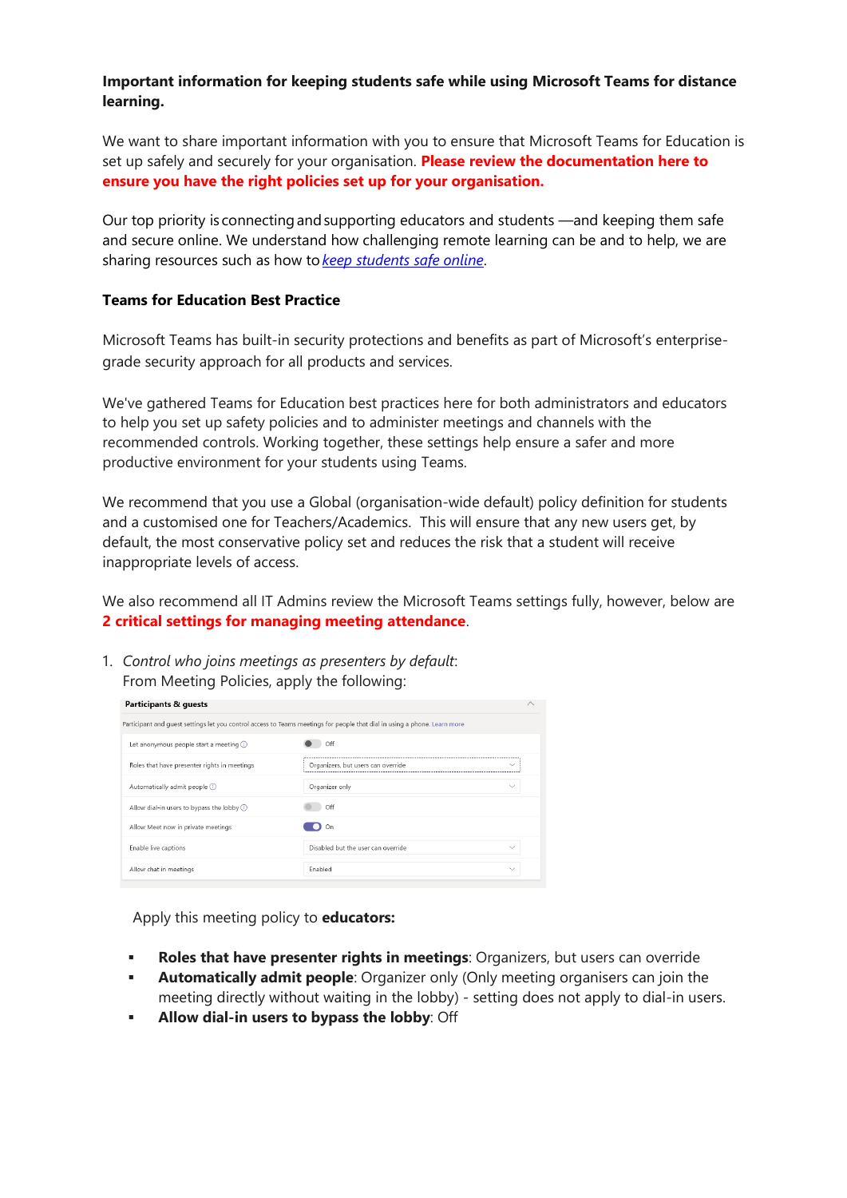**Important information for keeping students safe while using Microsoft Teams for distance learning.**

We want to share important information with you to ensure that Microsoft Teams for Education is set up safely and securely for your organisation. **Please review the documentation here to ensure you have the right policies set up for your organisation.**

Our top priority is connecting and supporting educators and students —and keeping them safe and secure online. We understand how challenging remote learning can be and to help, we are sharing resources such as how to *keep students safe online*.

**Teams for Education Best Practice**

Microsoft Teams has built-in security protections and benefits as part of Microsoft's enterprise-grade security approach for all products and services.

We've gathered Teams for Education best practices here for both administrators and educators to help you set up safety policies and to administer meetings and channels with the recommended controls. Working together, these settings help ensure a safer and more productive environment for your students using Teams.

We recommend that you use a Global (organisation-wide default) policy definition for students and a customised one for Teachers/Academics. This will ensure that any new users get, by default, the most conservative policy set and reduces the risk that a student will receive inappropriate levels of access.

We also recommend all IT Admins review the Microsoft Teams settings fully, however, below are **2 critical settings for managing meeting attendance**.

1. *Control who joins meetings as presenters by default*:
   From Meeting Policies, apply the following:

**Participants & guests**

Participant and guest settings let you control access to Teams meetings for people that dial in using a phone. Learn more

| Setting | Value |
|---|---|
| Let anonymous people start a meeting | Off |
| Roles that have presenter rights in meetings | Organizers, but users can override |
| Automatically admit people | Organizer only |
| Allow dial-in users to bypass the lobby | Off |
| Allow Meet now in private meetings | On |
| Enable live captions | Disabled but the user can override |
| Allow chat in meetings | Enabled |

Apply this meeting policy to **educators:**

- **Roles that have presenter rights in meetings**: Organizers, but users can override
- **Automatically admit people**: Organizer only (Only meeting organisers can join the meeting directly without waiting in the lobby) - setting does not apply to dial-in users.
- **Allow dial-in users to bypass the lobby**: Off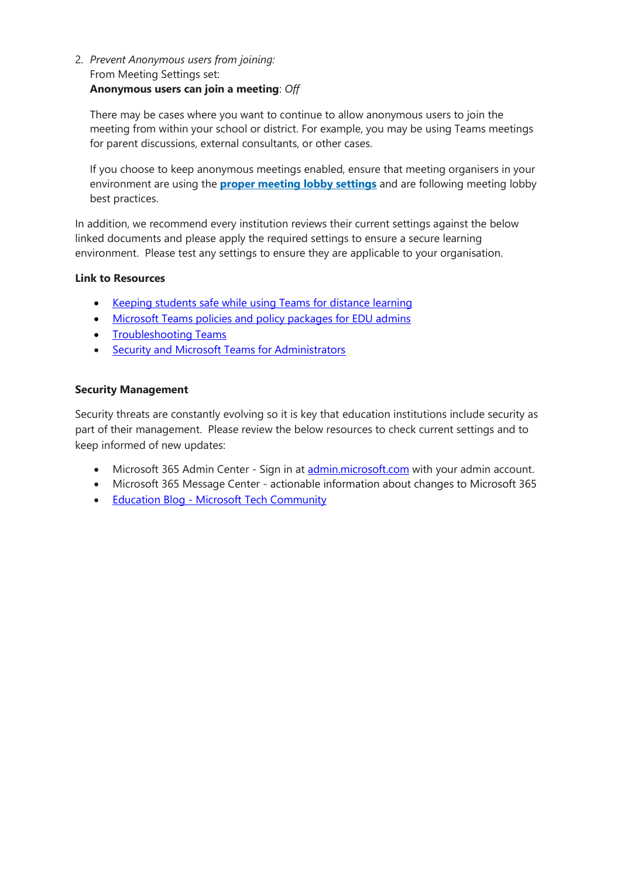2. *Prevent Anonymous users from joining:*
   From Meeting Settings set:
   **Anonymous users can join a meeting**: *Off*

   There may be cases where you want to continue to allow anonymous users to join the meeting from within your school or district. For example, you may be using Teams meetings for parent discussions, external consultants, or other cases.

   If you choose to keep anonymous meetings enabled, ensure that meeting organisers in your environment are using the **proper meeting lobby settings** and are following meeting lobby best practices.

In addition, we recommend every institution reviews their current settings against the below linked documents and please apply the required settings to ensure a secure learning environment. Please test any settings to ensure they are applicable to your organisation.

**Link to Resources**

- Keeping students safe while using Teams for distance learning
- Microsoft Teams policies and policy packages for EDU admins
- Troubleshooting Teams
- Security and Microsoft Teams for Administrators

**Security Management**

Security threats are constantly evolving so it is key that education institutions include security as part of their management. Please review the below resources to check current settings and to keep informed of new updates:

- Microsoft 365 Admin Center - Sign in at admin.microsoft.com with your admin account.
- Microsoft 365 Message Center - actionable information about changes to Microsoft 365
- Education Blog - Microsoft Tech Community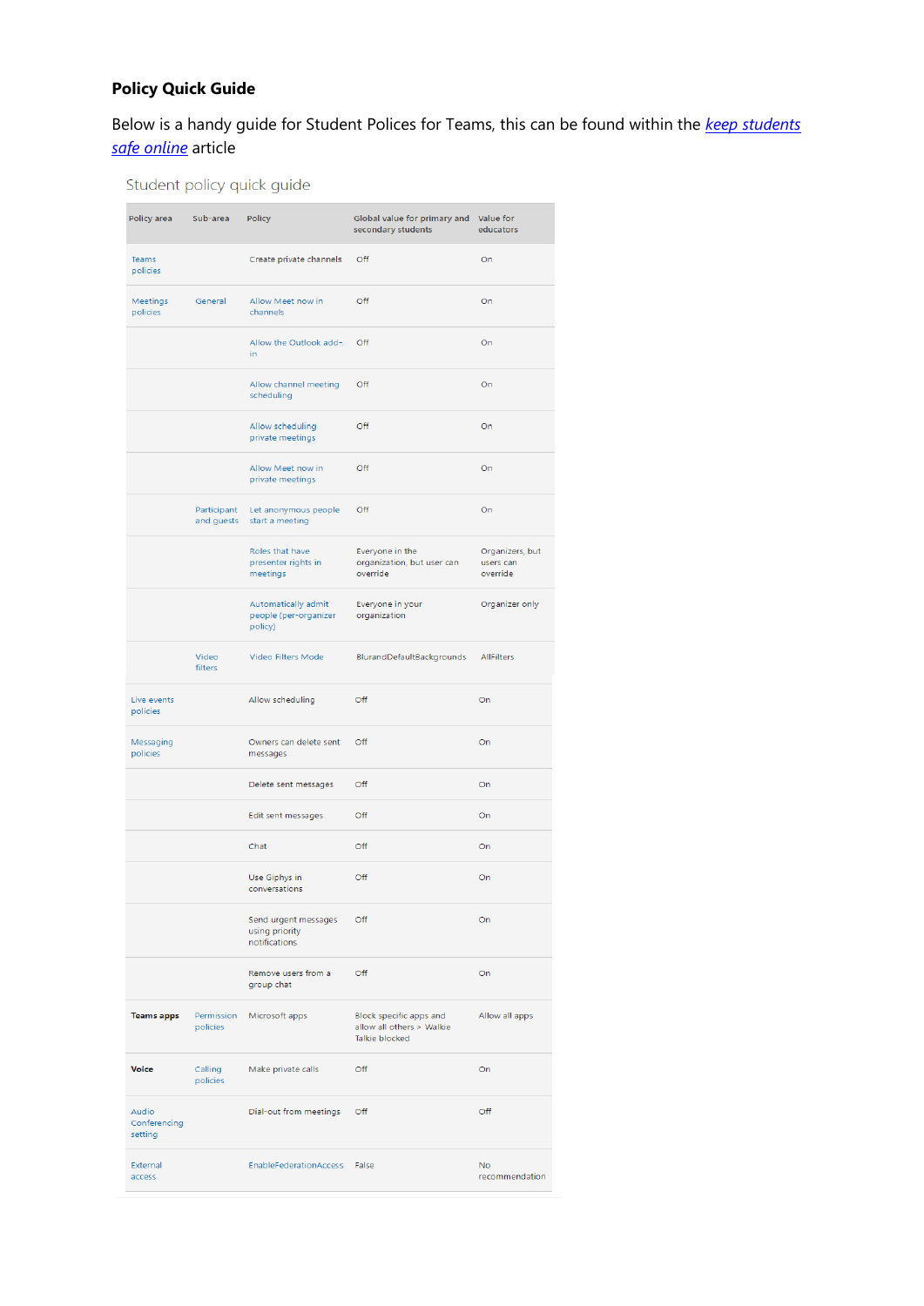**Policy Quick Guide**

Below is a handy guide for Student Polices for Teams, this can be found within the *keep students safe online* article

Student policy quick guide

| Policy area | Sub-area | Policy | Global value for primary and secondary students | Value for educators |
|---|---|---|---|---|
| Teams policies | | Create private channels | Off | On |
| Meetings policies | General | Allow Meet now in channels | Off | On |
| | | Allow the Outlook add-in | Off | On |
| | | Allow channel meeting scheduling | Off | On |
| | | Allow scheduling private meetings | Off | On |
| | | Allow Meet now in private meetings | Off | On |
| | Participant and guests | Let anonymous people start a meeting | Off | On |
| | | Roles that have presenter rights in meetings | Everyone in the organization, but user can override | Organizers, but users can override |
| | | Automatically admit people (per-organizer policy) | Everyone in your organization | Organizer only |
| | Video filters | Video Filters Mode | BlurandDefaultBackgrounds | AllFilters |
| Live events policies | | Allow scheduling | Off | On |
| Messaging policies | | Owners can delete sent messages | Off | On |
| | | Delete sent messages | Off | On |
| | | Edit sent messages | Off | On |
| | | Chat | Off | On |
| | | Use Giphys in conversations | Off | On |
| | | Send urgent messages using priority notifications | Off | On |
| | | Remove users from a group chat | Off | On |
| **Teams apps** | Permission policies | Microsoft apps | Block specific apps and allow all others > Walkie Talkie blocked | Allow all apps |
| **Voice** | Calling policies | Make private calls | Off | On |
| Audio Conferencing setting | | Dial-out from meetings | Off | Off |
| External access | | EnableFederationAccess | False | No recommendation |